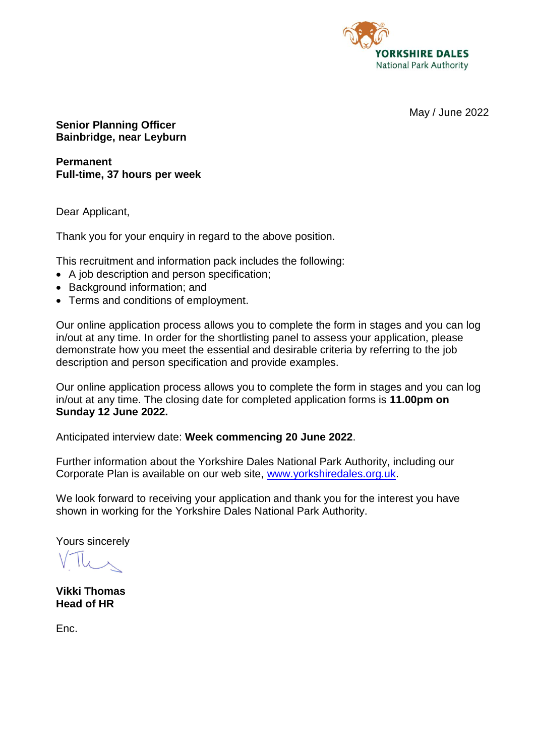YORKSHIRE DALES
National Park Authority

May / June 2022

**Senior Planning Officer**
**Bainbridge, near Leyburn**

**Permanent**
**Full-time, 37 hours per week**

Dear Applicant,

Thank you for your enquiry in regard to the above position.

This recruitment and information pack includes the following:

- A job description and person specification;
- Background information; and
- Terms and conditions of employment.

Our online application process allows you to complete the form in stages and you can log in/out at any time. In order for the shortlisting panel to assess your application, please demonstrate how you meet the essential and desirable criteria by referring to the job description and person specification and provide examples.

Our online application process allows you to complete the form in stages and you can log in/out at any time. The closing date for completed application forms is **11.00pm on Sunday 12 June 2022.**

Anticipated interview date: **Week commencing 20 June 2022**.

Further information about the Yorkshire Dales National Park Authority, including our Corporate Plan is available on our web site, [www.yorkshiredales.org.uk](http://www.yorkshiredales.org.uk).

We look forward to receiving your application and thank you for the interest you have shown in working for the Yorkshire Dales National Park Authority.

Yours sincerely

**Vikki Thomas**
**Head of HR**

Enc.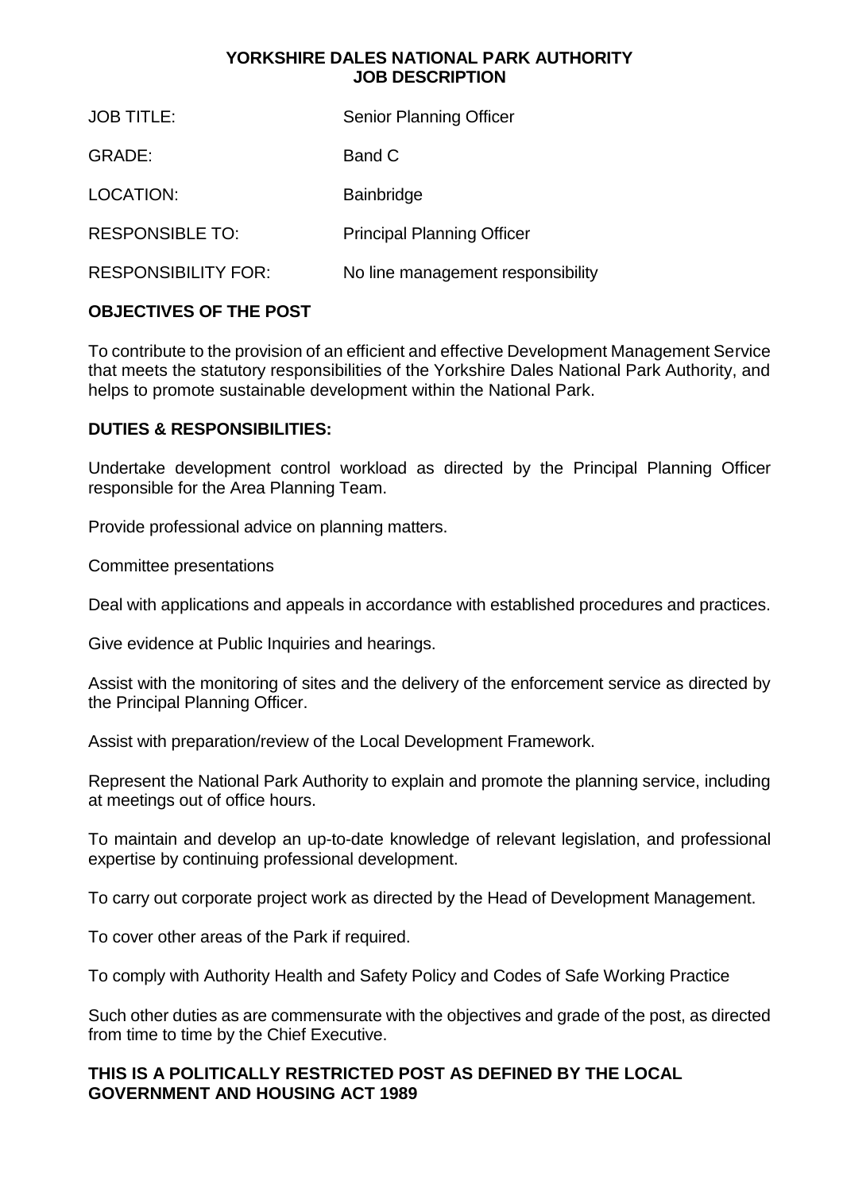**YORKSHIRE DALES NATIONAL PARK AUTHORITY**
**JOB DESCRIPTION**

| | |
|---|---|
| JOB TITLE: | Senior Planning Officer |
| GRADE: | Band C |
| LOCATION: | Bainbridge |
| RESPONSIBLE TO: | Principal Planning Officer |
| RESPONSIBILITY FOR: | No line management responsibility |

## OBJECTIVES OF THE POST

To contribute to the provision of an efficient and effective Development Management Service that meets the statutory responsibilities of the Yorkshire Dales National Park Authority, and helps to promote sustainable development within the National Park.

## DUTIES & RESPONSIBILITIES:

Undertake development control workload as directed by the Principal Planning Officer responsible for the Area Planning Team.

Provide professional advice on planning matters.

Committee presentations

Deal with applications and appeals in accordance with established procedures and practices.

Give evidence at Public Inquiries and hearings.

Assist with the monitoring of sites and the delivery of the enforcement service as directed by the Principal Planning Officer.

Assist with preparation/review of the Local Development Framework.

Represent the National Park Authority to explain and promote the planning service, including at meetings out of office hours.

To maintain and develop an up-to-date knowledge of relevant legislation, and professional expertise by continuing professional development.

To carry out corporate project work as directed by the Head of Development Management.

To cover other areas of the Park if required.

To comply with Authority Health and Safety Policy and Codes of Safe Working Practice

Such other duties as are commensurate with the objectives and grade of the post, as directed from time to time by the Chief Executive.

**THIS IS A POLITICALLY RESTRICTED POST AS DEFINED BY THE LOCAL GOVERNMENT AND HOUSING ACT 1989**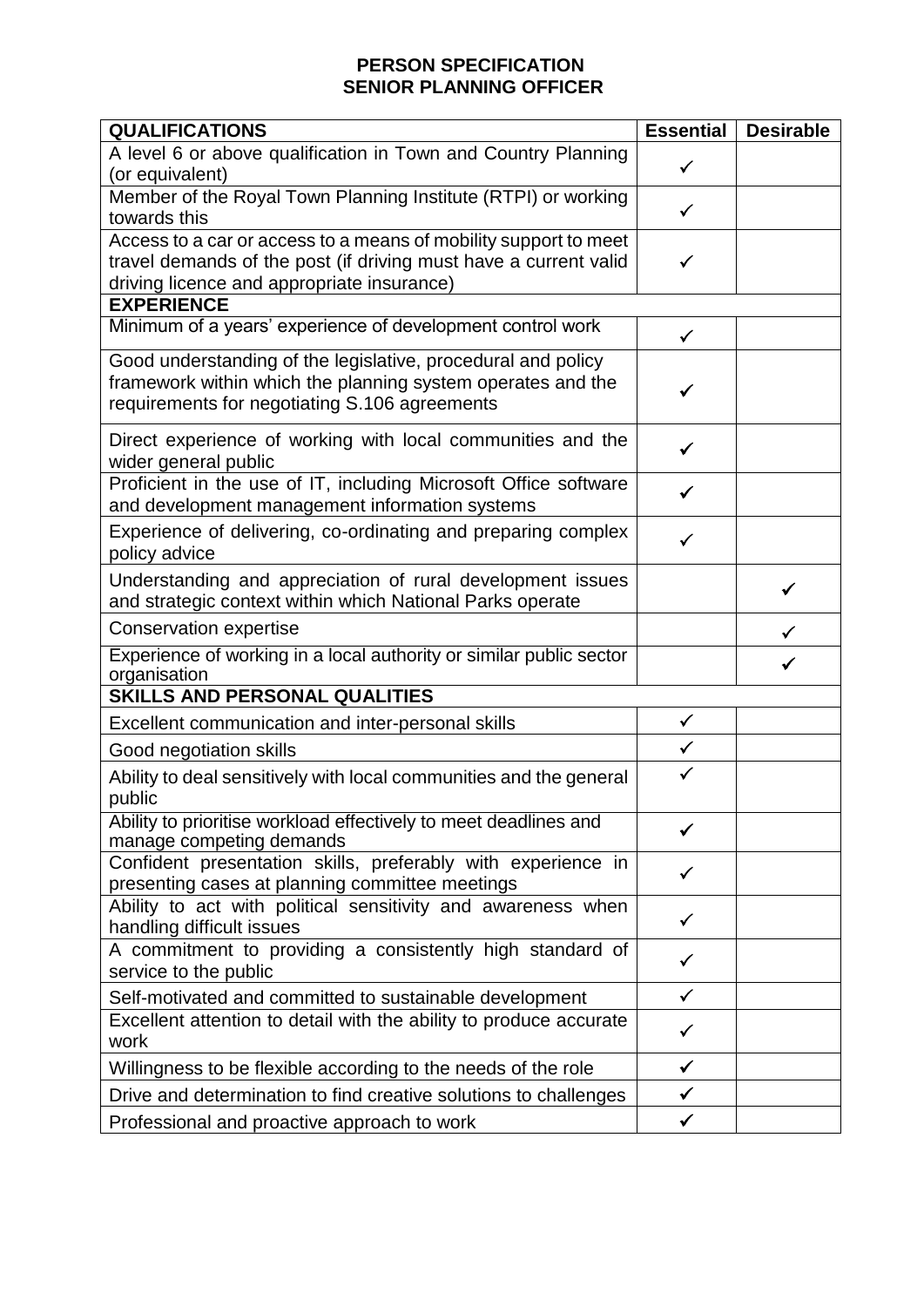# PERSON SPECIFICATION
## SENIOR PLANNING OFFICER

| QUALIFICATIONS | Essential | Desirable |
|---|---|---|
| A level 6 or above qualification in Town and Country Planning (or equivalent) | ✓ | |
| Member of the Royal Town Planning Institute (RTPI) or working towards this | ✓ | |
| Access to a car or access to a means of mobility support to meet travel demands of the post (if driving must have a current valid driving licence and appropriate insurance) | ✓ | |
| **EXPERIENCE** | | |
| Minimum of a years' experience of development control work | ✓ | |
| Good understanding of the legislative, procedural and policy framework within which the planning system operates and the requirements for negotiating S.106 agreements | ✓ | |
| Direct experience of working with local communities and the wider general public | ✓ | |
| Proficient in the use of IT, including Microsoft Office software and development management information systems | ✓ | |
| Experience of delivering, co-ordinating and preparing complex policy advice | ✓ | |
| Understanding and appreciation of rural development issues and strategic context within which National Parks operate | | ✓ |
| Conservation expertise | | ✓ |
| Experience of working in a local authority or similar public sector organisation | | ✓ |
| **SKILLS AND PERSONAL QUALITIES** | | |
| Excellent communication and inter-personal skills | ✓ | |
| Good negotiation skills | ✓ | |
| Ability to deal sensitively with local communities and the general public | ✓ | |
| Ability to prioritise workload effectively to meet deadlines and manage competing demands | ✓ | |
| Confident presentation skills, preferably with experience in presenting cases at planning committee meetings | ✓ | |
| Ability to act with political sensitivity and awareness when handling difficult issues | ✓ | |
| A commitment to providing a consistently high standard of service to the public | ✓ | |
| Self-motivated and committed to sustainable development | ✓ | |
| Excellent attention to detail with the ability to produce accurate work | ✓ | |
| Willingness to be flexible according to the needs of the role | ✓ | |
| Drive and determination to find creative solutions to challenges | ✓ | |
| Professional and proactive approach to work | ✓ | |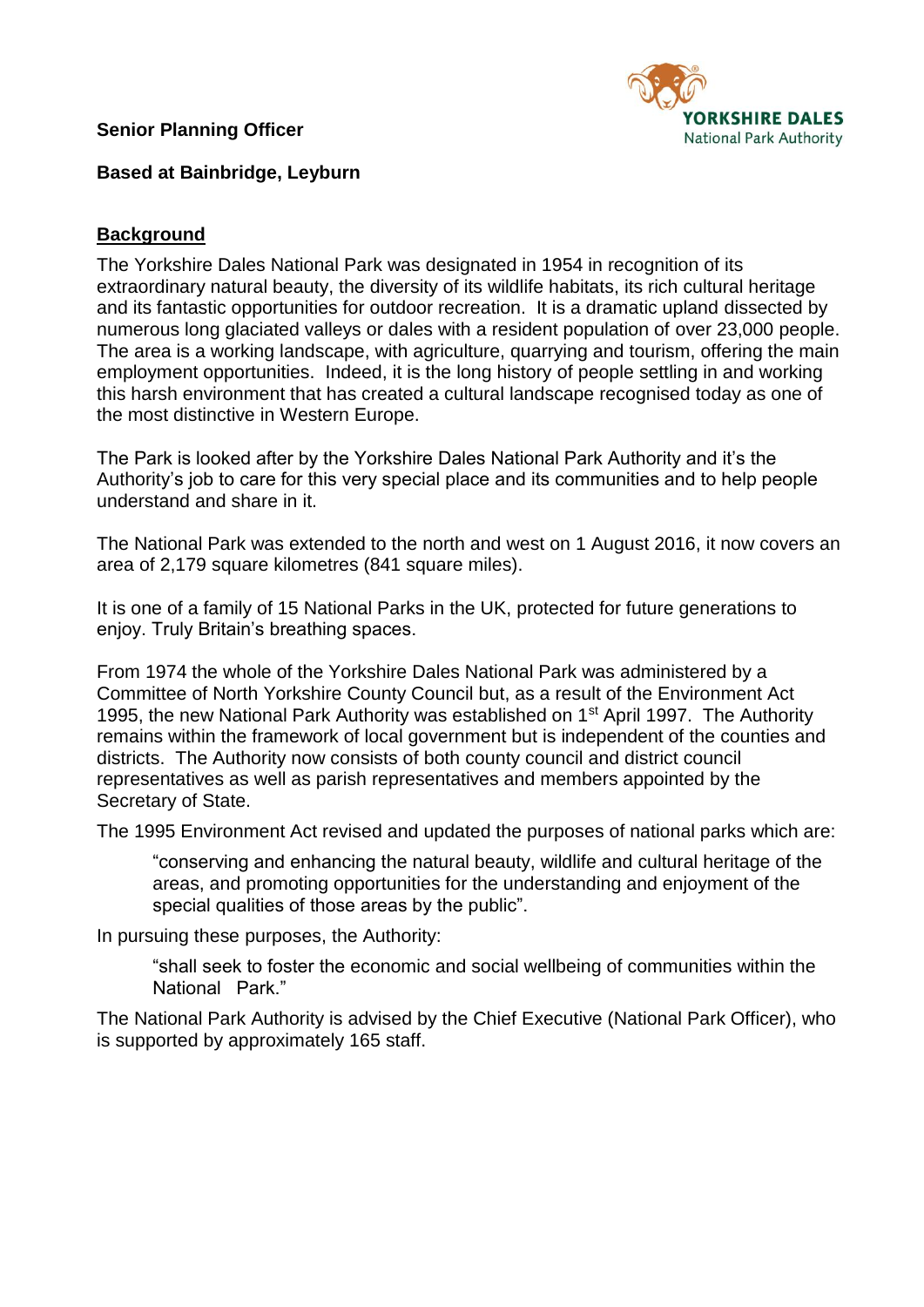**Senior Planning Officer**

**Based at Bainbridge, Leyburn**

## Background

The Yorkshire Dales National Park was designated in 1954 in recognition of its extraordinary natural beauty, the diversity of its wildlife habitats, its rich cultural heritage and its fantastic opportunities for outdoor recreation. It is a dramatic upland dissected by numerous long glaciated valleys or dales with a resident population of over 23,000 people. The area is a working landscape, with agriculture, quarrying and tourism, offering the main employment opportunities. Indeed, it is the long history of people settling in and working this harsh environment that has created a cultural landscape recognised today as one of the most distinctive in Western Europe.

The Park is looked after by the Yorkshire Dales National Park Authority and it's the Authority's job to care for this very special place and its communities and to help people understand and share in it.

The National Park was extended to the north and west on 1 August 2016, it now covers an area of 2,179 square kilometres (841 square miles).

It is one of a family of 15 National Parks in the UK, protected for future generations to enjoy. Truly Britain's breathing spaces.

From 1974 the whole of the Yorkshire Dales National Park was administered by a Committee of North Yorkshire County Council but, as a result of the Environment Act 1995, the new National Park Authority was established on 1st April 1997. The Authority remains within the framework of local government but is independent of the counties and districts. The Authority now consists of both county council and district council representatives as well as parish representatives and members appointed by the Secretary of State.

The 1995 Environment Act revised and updated the purposes of national parks which are:

> "conserving and enhancing the natural beauty, wildlife and cultural heritage of the areas, and promoting opportunities for the understanding and enjoyment of the special qualities of those areas by the public".

In pursuing these purposes, the Authority:

> "shall seek to foster the economic and social wellbeing of communities within the National Park."

The National Park Authority is advised by the Chief Executive (National Park Officer), who is supported by approximately 165 staff.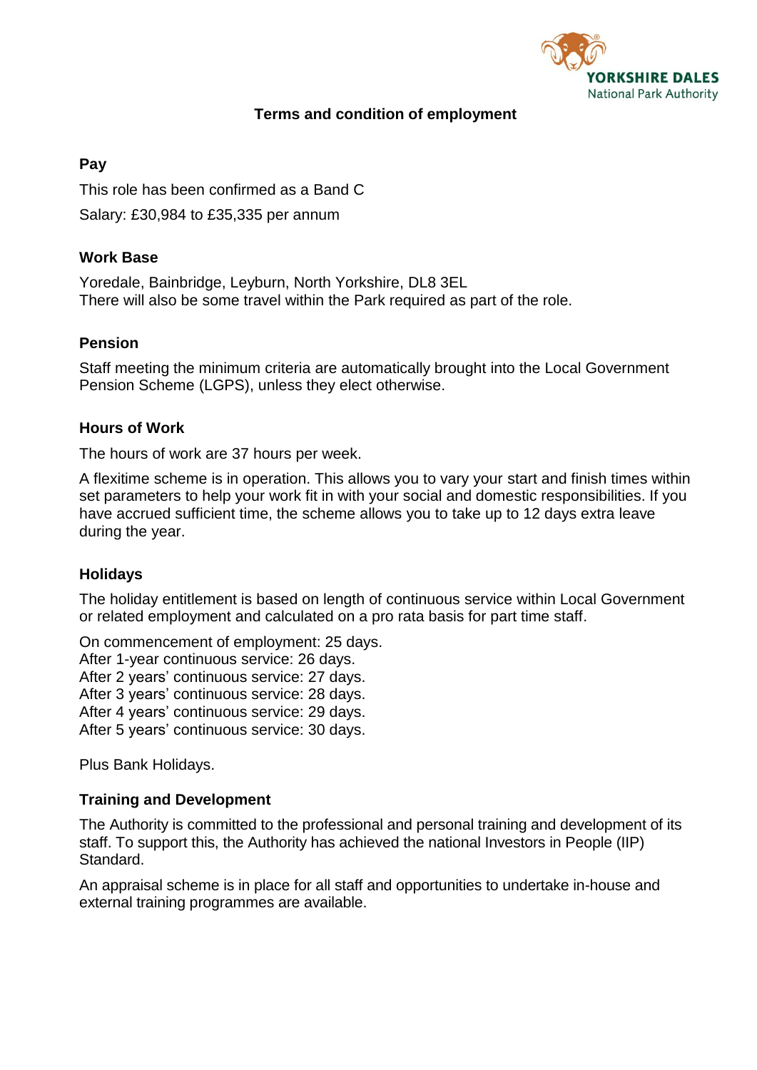**Terms and condition of employment**

### Pay

This role has been confirmed as a Band C

Salary: £30,984 to £35,335 per annum

### Work Base

Yoredale, Bainbridge, Leyburn, North Yorkshire, DL8 3EL
There will also be some travel within the Park required as part of the role.

### Pension

Staff meeting the minimum criteria are automatically brought into the Local Government Pension Scheme (LGPS), unless they elect otherwise.

### Hours of Work

The hours of work are 37 hours per week.

A flexitime scheme is in operation. This allows you to vary your start and finish times within set parameters to help your work fit in with your social and domestic responsibilities. If you have accrued sufficient time, the scheme allows you to take up to 12 days extra leave during the year.

### Holidays

The holiday entitlement is based on length of continuous service within Local Government or related employment and calculated on a pro rata basis for part time staff.

On commencement of employment: 25 days.
After 1-year continuous service: 26 days.
After 2 years' continuous service: 27 days.
After 3 years' continuous service: 28 days.
After 4 years' continuous service: 29 days.
After 5 years' continuous service: 30 days.

Plus Bank Holidays.

### Training and Development

The Authority is committed to the professional and personal training and development of its staff. To support this, the Authority has achieved the national Investors in People (IIP) Standard.

An appraisal scheme is in place for all staff and opportunities to undertake in-house and external training programmes are available.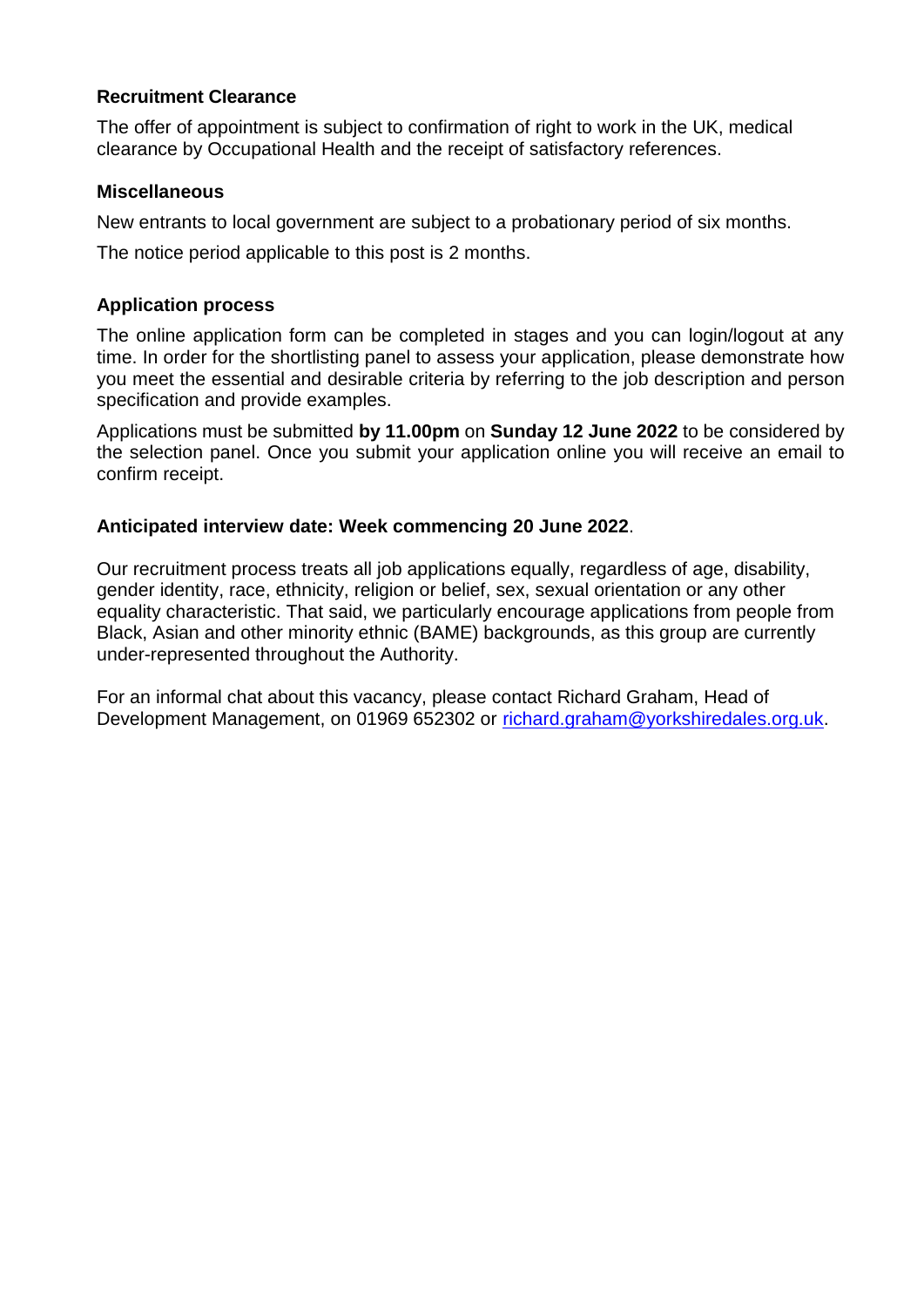### Recruitment Clearance

The offer of appointment is subject to confirmation of right to work in the UK, medical clearance by Occupational Health and the receipt of satisfactory references.

### Miscellaneous

New entrants to local government are subject to a probationary period of six months.

The notice period applicable to this post is 2 months.

### Application process

The online application form can be completed in stages and you can login/logout at any time. In order for the shortlisting panel to assess your application, please demonstrate how you meet the essential and desirable criteria by referring to the job description and person specification and provide examples.

Applications must be submitted **by 11.00pm** on **Sunday 12 June 2022** to be considered by the selection panel. Once you submit your application online you will receive an email to confirm receipt.

**Anticipated interview date: Week commencing 20 June 2022**.

Our recruitment process treats all job applications equally, regardless of age, disability, gender identity, race, ethnicity, religion or belief, sex, sexual orientation or any other equality characteristic. That said, we particularly encourage applications from people from Black, Asian and other minority ethnic (BAME) backgrounds, as this group are currently under-represented throughout the Authority.

For an informal chat about this vacancy, please contact Richard Graham, Head of Development Management, on 01969 652302 or [richard.graham@yorkshiredales.org.uk](mailto:richard.graham@yorkshiredales.org.uk).